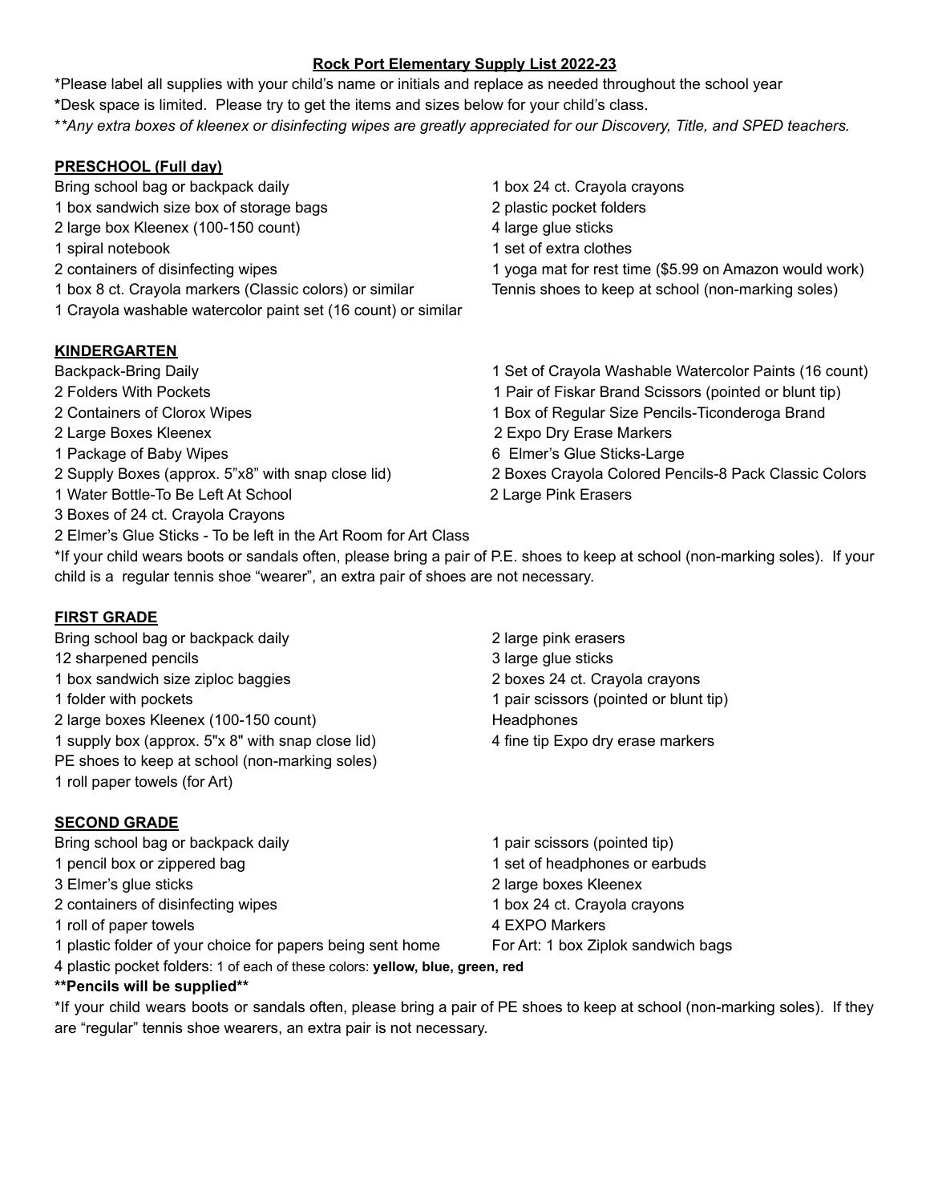**Rock Port Elementary Supply List 2022-23**

*Please label all supplies with your child's name or initials and replace as needed throughout the school year
*Desk space is limited. Please try to get the items and sizes below for your child's class.
**\*Any extra boxes of kleenex or disinfecting wipes are greatly appreciated for our Discovery, Title, and SPED teachers.*

**PRESCHOOL (Full day)**

Bring school bag or backpack daily
1 box sandwich size box of storage bags
2 large box Kleenex (100-150 count)
1 spiral notebook
2 containers of disinfecting wipes
1 box 8 ct. Crayola markers (Classic colors) or similar
1 Crayola washable watercolor paint set (16 count) or similar
1 box 24 ct. Crayola crayons
2 plastic pocket folders
4 large glue sticks
1 set of extra clothes
1 yoga mat for rest time ($5.99 on Amazon would work)
Tennis shoes to keep at school (non-marking soles)

**KINDERGARTEN**

Backpack-Bring Daily
2 Folders With Pockets
2 Containers of Clorox Wipes
2 Large Boxes Kleenex
1 Package of Baby Wipes
2 Supply Boxes (approx. 5"x8" with snap close lid)
1 Water Bottle-To Be Left At School
3 Boxes of 24 ct. Crayola Crayons
2 Elmer's Glue Sticks - To be left in the Art Room for Art Class
1 Set of Crayola Washable Watercolor Paints (16 count)
1 Pair of Fiskar Brand Scissors (pointed or blunt tip)
1 Box of Regular Size Pencils-Ticonderoga Brand
2 Expo Dry Erase Markers
6 Elmer's Glue Sticks-Large
2 Boxes Crayola Colored Pencils-8 Pack Classic Colors
2 Large Pink Erasers

*If your child wears boots or sandals often, please bring a pair of P.E. shoes to keep at school (non-marking soles). If your child is a regular tennis shoe "wearer", an extra pair of shoes are not necessary.

**FIRST GRADE**

Bring school bag or backpack daily
12 sharpened pencils
1 box sandwich size ziploc baggies
1 folder with pockets
2 large boxes Kleenex (100-150 count)
1 supply box (approx. 5"x 8" with snap close lid)
PE shoes to keep at school (non-marking soles)
1 roll paper towels (for Art)
2 large pink erasers
3 large glue sticks
2 boxes 24 ct. Crayola crayons
1 pair scissors (pointed or blunt tip)
Headphones
4 fine tip Expo dry erase markers

**SECOND GRADE**

Bring school bag or backpack daily
1 pencil box or zippered bag
3 Elmer's glue sticks
2 containers of disinfecting wipes
1 roll of paper towels
1 plastic folder of your choice for papers being sent home
4 plastic pocket folders: 1 of each of these colors: **yellow, blue, green, red**
1 pair scissors (pointed tip)
1 set of headphones or earbuds
2 large boxes Kleenex
1 box 24 ct. Crayola crayons
4 EXPO Markers
For Art: 1 box Ziplok sandwich bags

****Pencils will be supplied****

*If your child wears boots or sandals often, please bring a pair of PE shoes to keep at school (non-marking soles). If they are "regular" tennis shoe wearers, an extra pair is not necessary.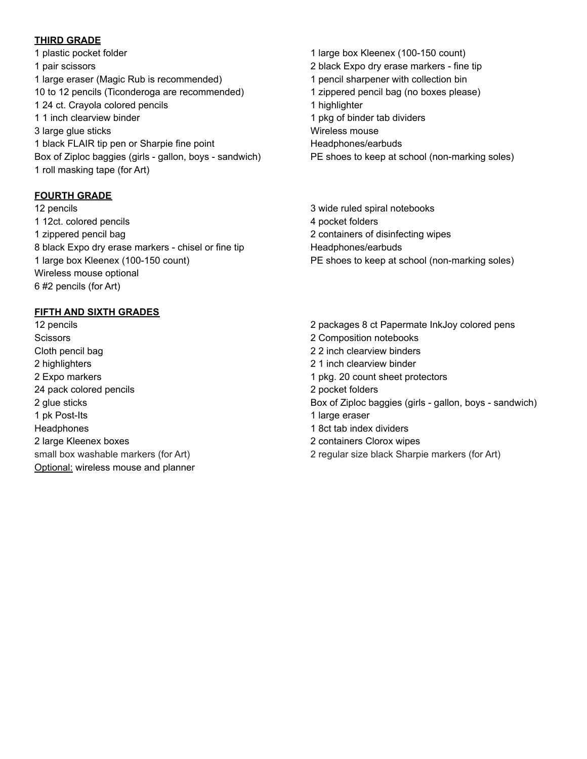**THIRD GRADE**

1 plastic pocket folder
1 pair scissors
1 large eraser (Magic Rub is recommended)
10 to 12 pencils (Ticonderoga are recommended)
1 24 ct. Crayola colored pencils
1 1 inch clearview binder
3 large glue sticks
1 black FLAIR tip pen or Sharpie fine point
Box of Ziploc baggies (girls - gallon, boys - sandwich)
1 roll masking tape (for Art)
1 large box Kleenex (100-150 count)
2 black Expo dry erase markers - fine tip
1 pencil sharpener with collection bin
1 zippered pencil bag (no boxes please)
1 highlighter
1 pkg of binder tab dividers
Wireless mouse
Headphones/earbuds
PE shoes to keep at school (non-marking soles)

**FOURTH GRADE**

12 pencils
1 12ct. colored pencils
1 zippered pencil bag
8 black Expo dry erase markers - chisel or fine tip
1 large box Kleenex (100-150 count)
Wireless mouse optional
6 #2 pencils (for Art)
3 wide ruled spiral notebooks
4 pocket folders
2 containers of disinfecting wipes
Headphones/earbuds
PE shoes to keep at school (non-marking soles)

**FIFTH AND SIXTH GRADES**

12 pencils
Scissors
Cloth pencil bag
2 highlighters
2 Expo markers
24 pack colored pencils
2 glue sticks
1 pk Post-Its
Headphones
2 large Kleenex boxes
small box washable markers (for Art)
Optional: wireless mouse and planner
2 packages 8 ct Papermate InkJoy colored pens
2 Composition notebooks
2 2 inch clearview binders
2 1 inch clearview binder
1 pkg. 20 count sheet protectors
2 pocket folders
Box of Ziploc baggies (girls - gallon, boys - sandwich)
1 large eraser
1 8ct tab index dividers
2 containers Clorox wipes
2 regular size black Sharpie markers (for Art)